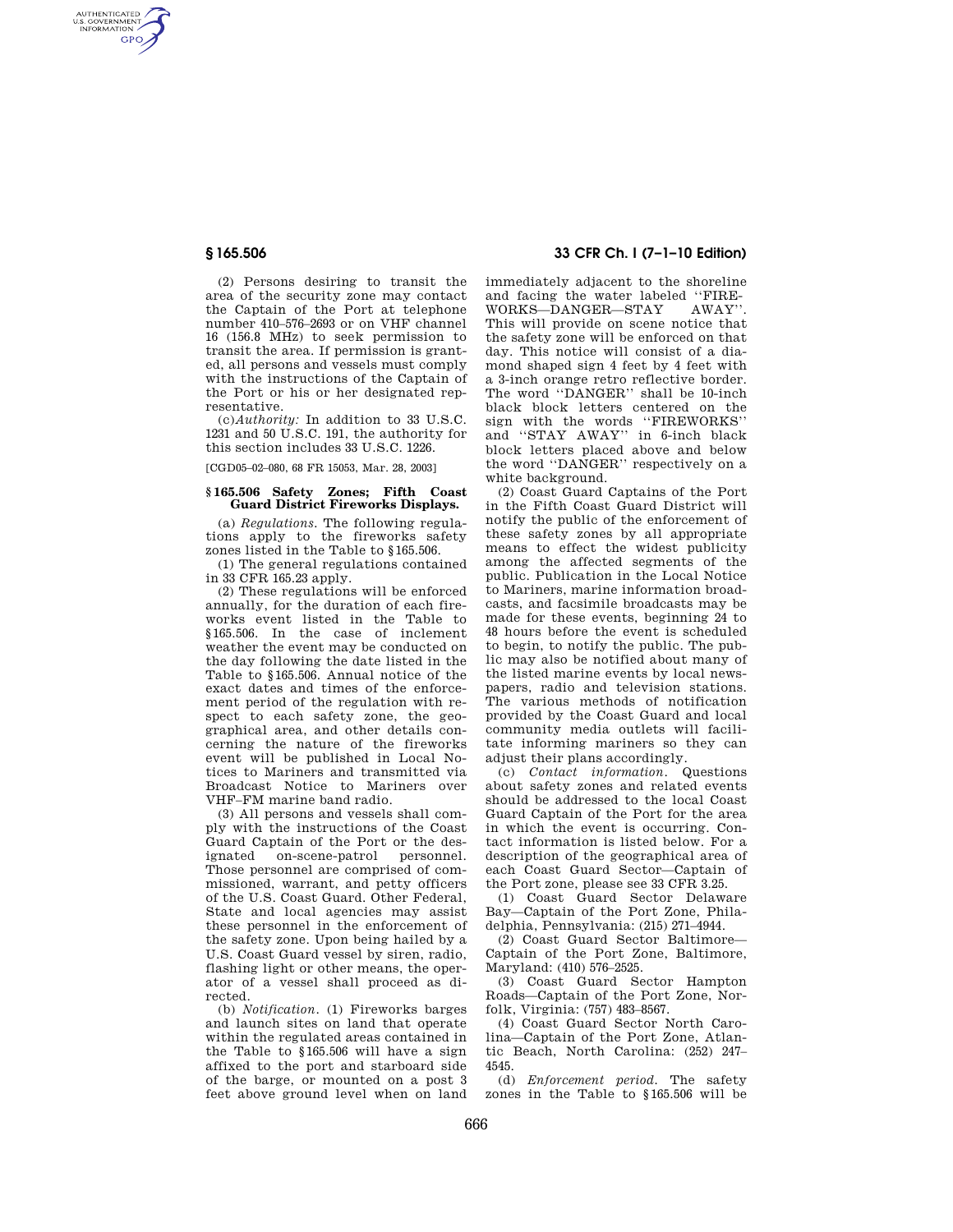(2) Persons desiring to transit the area of the security zone may contact the Captain of the Port at telephone number 410–576–2693 or on VHF channel 16 (156.8 MHz) to seek permission to transit the area. If permission is granted, all persons and vessels must comply with the instructions of the Captain of the Port or his or her designated representative.

(c) *Authority:* In addition to 33 U.S.C. 1231 and 50 U.S.C. 191, the authority for this section includes 33 U.S.C. 1226.

[CGD05–02–080, 68 FR 15053, Mar. 28, 2003]

## § 165.506 Safety Zones; Fifth Coast Guard District Fireworks Displays.

(a) *Regulations.* The following regulations apply to the fireworks safety zones listed in the Table to § 165.506.

(1) The general regulations contained in 33 CFR 165.23 apply.

(2) These regulations will be enforced annually, for the duration of each fireworks event listed in the Table to § 165.506. In the case of inclement weather the event may be conducted on the day following the date listed in the Table to § 165.506. Annual notice of the exact dates and times of the enforcement period of the regulation with respect to each safety zone, the geographical area, and other details concerning the nature of the fireworks event will be published in Local Notices to Mariners and transmitted via Broadcast Notice to Mariners over VHF–FM marine band radio.

(3) All persons and vessels shall comply with the instructions of the Coast Guard Captain of the Port or the designated on-scene-patrol personnel. Those personnel are comprised of commissioned, warrant, and petty officers of the U.S. Coast Guard. Other Federal, State and local agencies may assist these personnel in the enforcement of the safety zone. Upon being hailed by a U.S. Coast Guard vessel by siren, radio, flashing light or other means, the operator of a vessel shall proceed as directed.

(b) *Notification.* (1) Fireworks barges and launch sites on land that operate within the regulated areas contained in the Table to § 165.506 will have a sign affixed to the port and starboard side of the barge, or mounted on a post 3 feet above ground level when on land immediately adjacent to the shoreline and facing the water labeled ''FIREWORKS—DANGER—STAY AWAY''. This will provide on scene notice that the safety zone will be enforced on that day. This notice will consist of a diamond shaped sign 4 feet by 4 feet with a 3-inch orange retro reflective border. The word ''DANGER'' shall be 10-inch black block letters centered on the sign with the words ''FIREWORKS'' and ''STAY AWAY'' in 6-inch black block letters placed above and below the word ''DANGER'' respectively on a white background.

(2) Coast Guard Captains of the Port in the Fifth Coast Guard District will notify the public of the enforcement of these safety zones by all appropriate means to effect the widest publicity among the affected segments of the public. Publication in the Local Notice to Mariners, marine information broadcasts, and facsimile broadcasts may be made for these events, beginning 24 to 48 hours before the event is scheduled to begin, to notify the public. The public may also be notified about many of the listed marine events by local newspapers, radio and television stations. The various methods of notification provided by the Coast Guard and local community media outlets will facilitate informing mariners so they can adjust their plans accordingly.

(c) *Contact information.* Questions about safety zones and related events should be addressed to the local Coast Guard Captain of the Port for the area in which the event is occurring. Contact information is listed below. For a description of the geographical area of each Coast Guard Sector—Captain of the Port zone, please see 33 CFR 3.25.

(1) Coast Guard Sector Delaware Bay—Captain of the Port Zone, Philadelphia, Pennsylvania: (215) 271–4944.

(2) Coast Guard Sector Baltimore—Captain of the Port Zone, Baltimore, Maryland: (410) 576–2525.

(3) Coast Guard Sector Hampton Roads—Captain of the Port Zone, Norfolk, Virginia: (757) 483–8567.

(4) Coast Guard Sector North Carolina—Captain of the Port Zone, Atlantic Beach, North Carolina: (252) 247–4545.

(d) *Enforcement period.* The safety zones in the Table to § 165.506 will be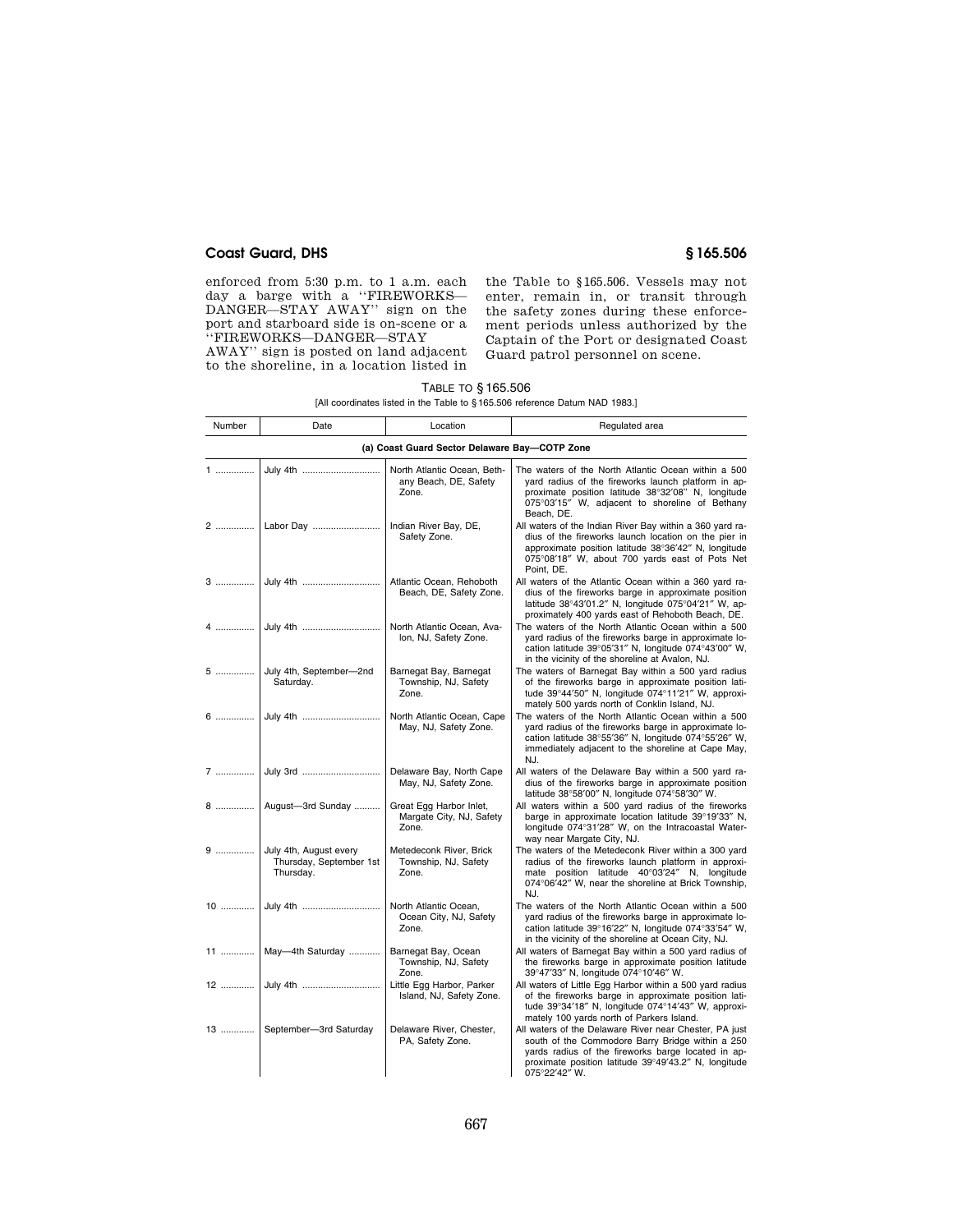enforced from 5:30 p.m. to 1 a.m. each day a barge with a ''FIREWORKS—DANGER—STAY AWAY'' sign on the port and starboard side is on-scene or a ''FIREWORKS—DANGER—STAY AWAY'' sign is posted on land adjacent to the shoreline, in a location listed in the Table to §165.506. Vessels may not enter, remain in, or transit through the safety zones during these enforcement periods unless authorized by the Captain of the Port or designated Coast Guard patrol personnel on scene.

TABLE TO §165.506

[All coordinates listed in the Table to §165.506 reference Datum NAD 1983.]

| Number | Date | Location | Regulated area |
|---|---|---|---|
| **(a) Coast Guard Sector Delaware Bay—COTP Zone** | | | |
| 1 | July 4th | North Atlantic Ocean, Bethany Beach, DE, Safety Zone. | The waters of the North Atlantic Ocean within a 500 yard radius of the fireworks launch platform in approximate position latitude 38°32′08″ N, longitude 075°03′15″ W, adjacent to shoreline of Bethany Beach, DE. |
| 2 | Labor Day | Indian River Bay, DE, Safety Zone. | All waters of the Indian River Bay within a 360 yard radius of the fireworks launch location on the pier in approximate position latitude 38°36′42″ N, longitude 075°08′18″ W, about 700 yards east of Pots Net Point, DE. |
| 3 | July 4th | Atlantic Ocean, Rehoboth Beach, DE, Safety Zone. | All waters of the Atlantic Ocean within a 360 yard radius of the fireworks barge in approximate position latitude 38°43′01.2″ N, longitude 075°04′21″ W, approximately 400 yards east of Rehoboth Beach, DE. |
| 4 | July 4th | North Atlantic Ocean, Avalon, NJ, Safety Zone. | The waters of the North Atlantic Ocean within a 500 yard radius of the fireworks barge in approximate location latitude 39°05′31″ N, longitude 074°43′00″ W, in the vicinity of the shoreline at Avalon, NJ. |
| 5 | July 4th, September—2nd Saturday. | Barnegat Bay, Barnegat Township, NJ, Safety Zone. | The waters of Barnegat Bay within a 500 yard radius of the fireworks barge in approximate position latitude 39°44′50″ N, longitude 074°11′21″ W, approximately 500 yards north of Conklin Island, NJ. |
| 6 | July 4th | North Atlantic Ocean, Cape May, NJ, Safety Zone. | The waters of the North Atlantic Ocean within a 500 yard radius of the fireworks barge in approximate location latitude 38°55′36″ N, longitude 074°55′26″ W, immediately adjacent to the shoreline at Cape May, NJ. |
| 7 | July 3rd | Delaware Bay, North Cape May, NJ, Safety Zone. | All waters of the Delaware Bay within a 500 yard radius of the fireworks barge in approximate position latitude 38°58′00″ N, longitude 074°58′30″ W. |
| 8 | August—3rd Sunday | Great Egg Harbor Inlet, Margate City, NJ, Safety Zone. | All waters within a 500 yard radius of the fireworks barge in approximate location latitude 39°19′33″ N, longitude 074°31′28″ W, on the Intracoastal Waterway near Margate City, NJ. |
| 9 | July 4th, August every Thursday, September 1st Thursday. | Metedeconk River, Brick Township, NJ, Safety Zone. | The waters of the Metedeconk River within a 300 yard radius of the fireworks launch platform in approximate position latitude 40°03′24″ N, longitude 074°06′42″ W, near the shoreline at Brick Township, NJ. |
| 10 | July 4th | North Atlantic Ocean, Ocean City, NJ, Safety Zone. | The waters of the North Atlantic Ocean within a 500 yard radius of the fireworks barge in approximate location latitude 39°16′22″ N, longitude 074°33′54″ W, in the vicinity of the shoreline at Ocean City, NJ. |
| 11 | May—4th Saturday | Barnegat Bay, Ocean Township, NJ, Safety Zone. | All waters of Barnegat Bay within a 500 yard radius of the fireworks barge in approximate position latitude 39°47′33″ N, longitude 074°10′46″ W. |
| 12 | July 4th | Little Egg Harbor, Parker Island, NJ, Safety Zone. | All waters of Little Egg Harbor within a 500 yard radius of the fireworks barge in approximate position latitude 39°34′18″ N, longitude 074°14′43″ W, approximately 100 yards north of Parkers Island. |
| 13 | September—3rd Saturday | Delaware River, Chester, PA, Safety Zone. | All waters of the Delaware River near Chester, PA just south of the Commodore Barry Bridge within a 250 yards radius of the fireworks barge located in approximate position latitude 39°49′43.2″ N, longitude 075°22′42″ W. |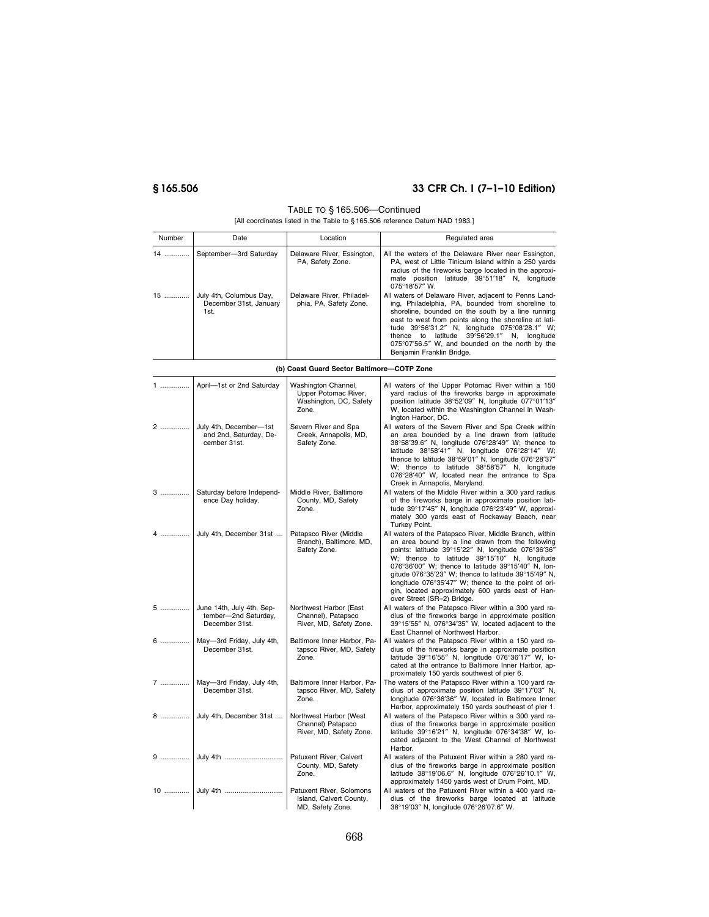TABLE TO § 165.506—Continued

[All coordinates listed in the Table to § 165.506 reference Datum NAD 1983.]

| Number | Date | Location | Regulated area |
|---|---|---|---|
| 14 ............. | September—3rd Saturday | Delaware River, Essington, PA, Safety Zone. | All the waters of the Delaware River near Essington, PA, west of Little Tinicum Island within a 250 yards radius of the fireworks barge located in the approximate position latitude 39°51′18″ N, longitude 075°18′57″ W. |
| 15 ............. | July 4th, Columbus Day, December 31st, January 1st. | Delaware River, Philadelphia, PA, Safety Zone. | All waters of Delaware River, adjacent to Penns Landing, Philadelphia, PA, bounded from shoreline to shoreline, bounded on the south by a line running east to west from points along the shoreline at latitude 39°56′31.2″ N, longitude 075°08′28.1″ W; thence to latitude 39°56′29.1″ N, longitude 075°07′56.5″ W, and bounded on the north by the Benjamin Franklin Bridge. |
| | | **(b) Coast Guard Sector Baltimore—COTP Zone** | |
| 1 ............... | April—1st or 2nd Saturday | Washington Channel, Upper Potomac River, Washington, DC, Safety Zone. | All waters of the Upper Potomac River within a 150 yard radius of the fireworks barge in approximate position latitude 38°52′09″ N, longitude 077°01′13″ W, located within the Washington Channel in Washington Harbor, DC. |
| 2 ............... | July 4th, December—1st and 2nd, Saturday, December 31st. | Severn River and Spa Creek, Annapolis, MD, Safety Zone. | All waters of the Severn River and Spa Creek within an area bounded by a line drawn from latitude 38°58′39.6″ N, longitude 076°28′49″ W; thence to latitude 38°58′41″ N, longitude 076°28′14″ W; thence to latitude 38°59′01″ N, longitude 076°28′37″ W; thence to latitude 38°58′57″ N, longitude 076°28′40″ W, located near the entrance to Spa Creek in Annapolis, Maryland. |
| 3 ............... | Saturday before Independence Day holiday. | Middle River, Baltimore County, MD, Safety Zone. | All waters of the Middle River within a 300 yard radius of the fireworks barge in approximate position latitude 39°17′45″ N, longitude 076°23′49″ W, approximately 300 yards east of Rockaway Beach, near Turkey Point. |
| 4 ............... | July 4th, December 31st .... | Patapsco River (Middle Branch), Baltimore, MD, Safety Zone. | All waters of the Patapsco River, Middle Branch, within an area bound by a line drawn from the following points: latitude 39°15′22″ N, longitude 076°36′36″ W; thence to latitude 39°15′10″ N, longitude 076°36′00″ W; thence to latitude 39°15′40″ N, longitude 076°35′23″ W; thence to latitude 39°15′49″ N, longitude 076°35′47″ W; thence to the point of origin, located approximately 600 yards east of Hanover Street (SR–2) Bridge. |
| 5 ............... | June 14th, July 4th, September—2nd Saturday, December 31st. | Northwest Harbor (East Channel), Patapsco River, MD, Safety Zone. | All waters of the Patapsco River within a 300 yard radius of the fireworks barge in approximate position 39°15′55″ N, 076°34′35″ W, located adjacent to the East Channel of Northwest Harbor. |
| 6 ............... | May—3rd Friday, July 4th, December 31st. | Baltimore Inner Harbor, Patapsco River, MD, Safety Zone. | All waters of the Patapsco River within a 150 yard radius of the fireworks barge in approximate position latitude 39°16′55″ N, longitude 076°36′17″ W, located at the entrance to Baltimore Inner Harbor, approximately 150 yards southwest of pier 6. |
| 7 ............... | May—3rd Friday, July 4th, December 31st. | Baltimore Inner Harbor, Patapsco River, MD, Safety Zone. | The waters of the Patapsco River within a 100 yard radius of approximate position latitude 39°17′03″ N, longitude 076°36′36″ W, located in Baltimore Inner Harbor, approximately 150 yards southeast of pier 1. |
| 8 ............... | July 4th, December 31st .... | Northwest Harbor (West Channel) Patapsco River, MD, Safety Zone. | All waters of the Patapsco River within a 300 yard radius of the fireworks barge in approximate position latitude 39°16′21″ N, longitude 076°34′38″ W, located adjacent to the West Channel of Northwest Harbor. |
| 9 ............... | July 4th ............................... | Patuxent River, Calvert County, MD, Safety Zone. | All waters of the Patuxent River within a 280 yard radius of the fireworks barge in approximate position latitude 38°19′06.6″ N, longitude 076°26′10.1″ W, approximately 1450 yards west of Drum Point, MD. |
| 10 ............. | July 4th ............................... | Patuxent River, Solomons Island, Calvert County, MD, Safety Zone. | All waters of the Patuxent River within a 400 yard radius of the fireworks barge located at latitude 38°19′03″ N, longitude 076°26′07.6″ W. |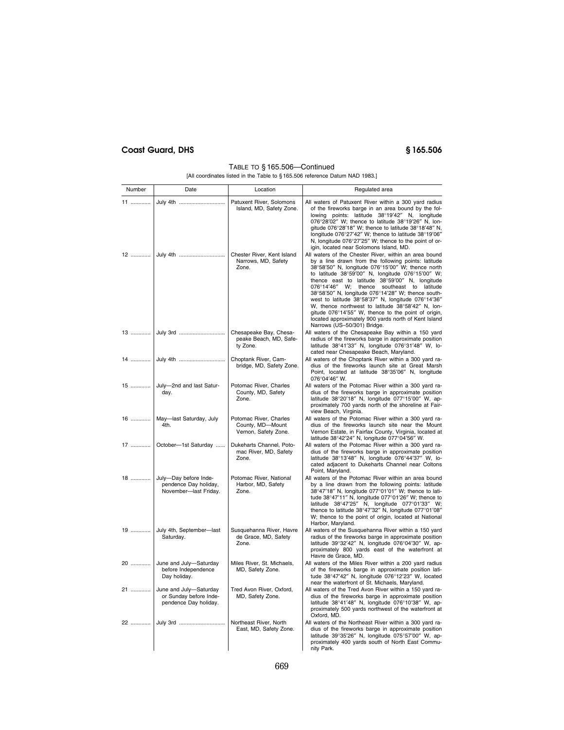TABLE TO § 165.506—Continued

[All coordinates listed in the Table to § 165.506 reference Datum NAD 1983.]

| Number | Date | Location | Regulated area |
|---|---|---|---|
| 11 | July 4th | Patuxent River, Solomons Island, MD, Safety Zone. | All waters of Patuxent River within a 300 yard radius of the fireworks barge in an area bound by the following points: latitude 38°19′42″ N, longitude 076°28′02″ W; thence to latitude 38°19′26″ N, longitude 076°28′18″ W; thence to latitude 38°18′48″ N, longitude 076°27′42″ W; thence to latitude 38°19′06″ N, longitude 076°27′25″ W; thence to the point of origin, located near Solomons Island, MD. |
| 12 | July 4th | Chester River, Kent Island Narrows, MD, Safety Zone. | All waters of the Chester River, within an area bound by a line drawn from the following points: latitude 38°58′50″ N, longitude 076°15′00″ W; thence north to latitude 38°59′00″ N, longitude 076°15′00″ W; thence east to latitude 38°59′00″ N, longitude 076°14′46″ W; thence southeast to latitude 38°58′50″ N, longitude 076°14′28″ W; thence southwest to latitude 38°58′37″ N, longitude 076°14′36″ W, thence northwest to latitude 38°58′42″ N, longitude 076°14′55″ W, thence to the point of origin, located approximately 900 yards north of Kent Island Narrows (US–50/301) Bridge. |
| 13 | July 3rd | Chesapeake Bay, Chesapeake Beach, MD, Safety Zone. | All waters of the Chesapeake Bay within a 150 yard radius of the fireworks barge in approximate position latitude 38°41′33″ N, longitude 076°31′48″ W, located near Chesapeake Beach, Maryland. |
| 14 | July 4th | Choptank River, Cambridge, MD, Safety Zone. | All waters of the Choptank River within a 300 yard radius of the fireworks launch site at Great Marsh Point, located at latitude 38°35′06″ N, longitude 076°04′46″ W. |
| 15 | July—2nd and last Saturday. | Potomac River, Charles County, MD, Safety Zone. | All waters of the Potomac River within a 300 yard radius of the fireworks barge in approximate position latitude 38°20′18″ N, longitude 077°15′00″ W, approximately 700 yards north of the shoreline at Fairview Beach, Virginia. |
| 16 | May—last Saturday, July 4th. | Potomac River, Charles County, MD—Mount Vernon, Safety Zone. | All waters of the Potomac River within a 300 yard radius of the fireworks launch site near the Mount Vernon Estate, in Fairfax County, Virginia, located at latitude 38°42′24″ N, longitude 077°04′56″ W. |
| 17 | October—1st Saturday | Dukeharts Channel, Potomac River, MD, Safety Zone. | All waters of the Potomac River within a 300 yard radius of the fireworks barge in approximate position latitude 38°13′48″ N, longitude 076°44′37″ W, located adjacent to Dukeharts Channel near Coltons Point, Maryland. |
| 18 | July—Day before Independence Day holiday, November—last Friday. | Potomac River, National Harbor, MD, Safety Zone. | All waters of the Potomac River within an area bound by a line drawn from the following points: latitude 38°47′18″ N, longitude 077°01′01″ W; thence to latitude 38°47′11″ N, longitude 077°01′26″ W; thence to latitude 38°47′25″ N, longitude 077°01′33″ W; thence to latitude 38°47′32″ N, longitude 077°01′08″ W; thence to the point of origin, located at National Harbor, Maryland. |
| 19 | July 4th, September—last Saturday. | Susquehanna River, Havre de Grace, MD, Safety Zone. | All waters of the Susquehanna River within a 150 yard radius of the fireworks barge in approximate position latitude 39°32′42″ N, longitude 076°04′30″ W, approximately 800 yards east of the waterfront at Havre de Grace, MD. |
| 20 | June and July—Saturday before Independence Day holiday. | Miles River, St. Michaels, MD, Safety Zone. | All waters of the Miles River within a 200 yard radius of the fireworks barge in approximate position latitude 38°47′42″ N, longitude 076°12′23″ W, located near the waterfront of St. Michaels, Maryland. |
| 21 | June and July—Saturday or Sunday before Independence Day holiday. | Tred Avon River, Oxford, MD, Safety Zone. | All waters of the Tred Avon River within a 150 yard radius of the fireworks barge in approximate position latitude 38°41′48″ N, longitude 076°10′38″ W, approximately 500 yards northwest of the waterfront at Oxford, MD. |
| 22 | July 3rd | Northeast River, North East, MD, Safety Zone. | All waters of the Northeast River within a 300 yard radius of the fireworks barge in approximate position latitude 39°35′26″ N, longitude 075°57′00″ W, approximately 400 yards south of North East Community Park. |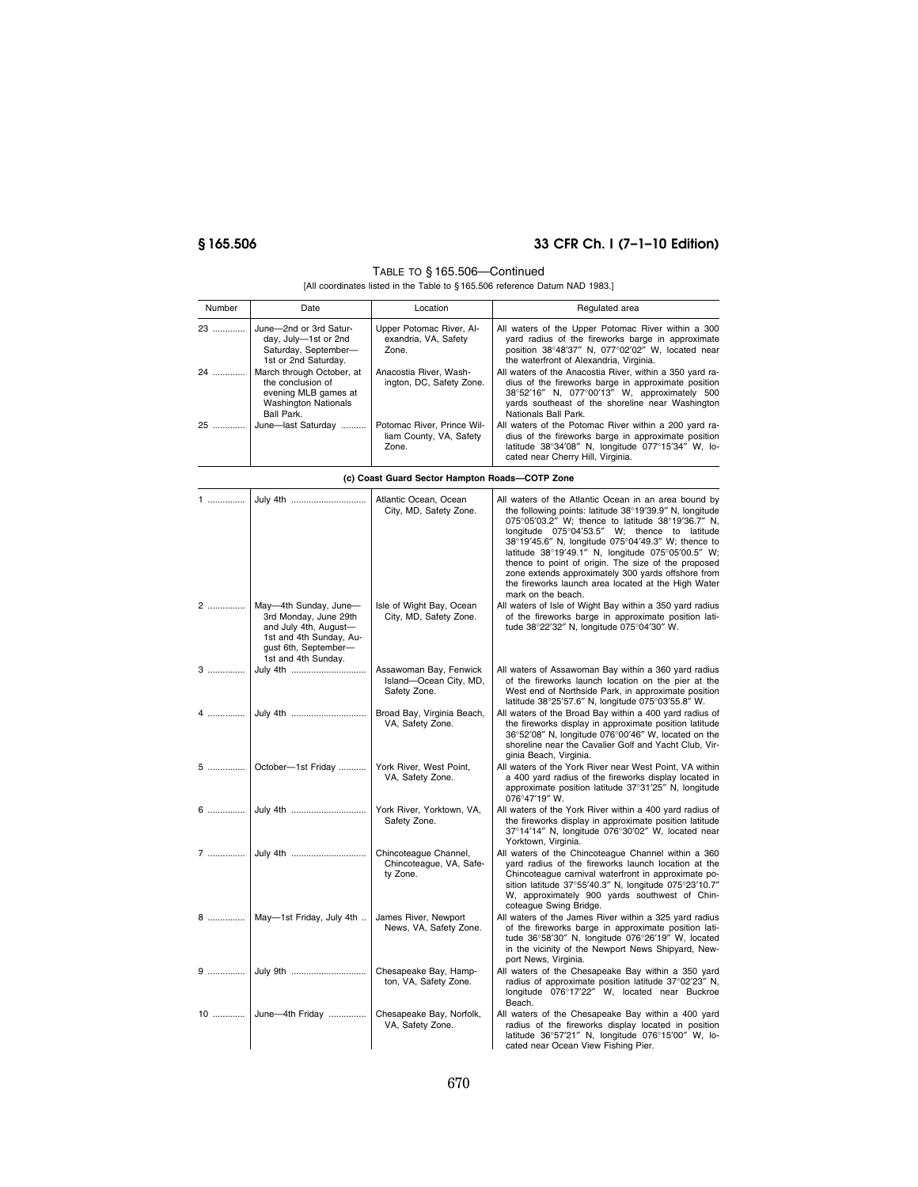TABLE TO § 165.506—Continued

[All coordinates listed in the Table to § 165.506 reference Datum NAD 1983.]

| Number | Date | Location | Regulated area |
| --- | --- | --- | --- |
| 23 ............. | June—2nd or 3rd Saturday, July—1st or 2nd Saturday, September—1st or 2nd Saturday. | Upper Potomac River, Alexandria, VA, Safety Zone. | All waters of the Upper Potomac River within a 300 yard radius of the fireworks barge in approximate position 38°48′37″ N, 077°02′02″ W, located near the waterfront of Alexandria, Virginia. |
| 24 ............. | March through October, at the conclusion of evening MLB games at Washington Nationals Ball Park. | Anacostia River, Washington, DC, Safety Zone. | All waters of the Anacostia River, within a 350 yard radius of the fireworks barge in approximate position 38°52′16″ N, 077°00′13″ W, approximately 500 yards southeast of the shoreline near Washington Nationals Ball Park. |
| 25 ............. | June—last Saturday .......... | Potomac River, Prince William County, VA, Safety Zone. | All waters of the Potomac River within a 200 yard radius of the fireworks barge in approximate position latitude 38°34′08″ N, longitude 077°15′34″ W, located near Cherry Hill, Virginia. |
| | | **(c) Coast Guard Sector Hampton Roads—COTP Zone** | |
| 1 ............... | July 4th ............................. | Atlantic Ocean, Ocean City, MD, Safety Zone. | All waters of the Atlantic Ocean in an area bound by the following points: latitude 38°19′39.9″ N, longitude 075°05′03.2″ W; thence to latitude 38°19′36.7″ N, longitude 075°04′53.5″ W; thence to latitude 38°19′45.6″ N, longitude 075°04′49.3″ W; thence to latitude 38°19′49.1″ N, longitude 075°05′00.5″ W; thence to point of origin. The size of the proposed zone extends approximately 300 yards offshore from the fireworks launch area located at the High Water mark on the beach. |
| 2 ............... | May—4th Sunday, June—3rd Monday, June 29th and July 4th, August—1st and 4th Sunday, August 6th, September—1st and 4th Sunday. | Isle of Wight Bay, Ocean City, MD, Safety Zone. | All waters of Isle of Wight Bay within a 350 yard radius of the fireworks barge in approximate position latitude 38°22′32″ N, longitude 075°04′30″ W. |
| 3 ............... | July 4th ............................. | Assawoman Bay, Fenwick Island—Ocean City, MD, Safety Zone. | All waters of Assawoman Bay within a 360 yard radius of the fireworks launch location on the pier at the West end of Northside Park, in approximate position latitude 38°25′57.6″ N, longitude 075°03′55.8″ W. |
| 4 ............... | July 4th ............................. | Broad Bay, Virginia Beach, VA, Safety Zone. | All waters of the Broad Bay within a 400 yard radius of the fireworks display in approximate position latitude 36°52′08″ N, longitude 076°00′46″ W, located on the shoreline near the Cavalier Golf and Yacht Club, Virginia Beach, Virginia. |
| 5 ............... | October—1st Friday .......... | York River, West Point, VA, Safety Zone. | All waters of the York River near West Point, VA within a 400 yard radius of the fireworks display located in approximate position latitude 37°31′25″ N, longitude 076°47′19″ W. |
| 6 ............... | July 4th ............................. | York River, Yorktown, VA, Safety Zone. | All waters of the York River within a 400 yard radius of the fireworks display in approximate position latitude 37°14′14″ N, longitude 076°30′02″ W, located near Yorktown, Virginia. |
| 7 ............... | July 4th ............................. | Chincoteague Channel, Chincoteague, VA, Safety Zone. | All waters of the Chincoteague Channel within a 360 yard radius of the fireworks launch location at the Chincoteague carnival waterfront in approximate position latitude 37°55′40.3″ N, longitude 075°23′10.7″ W, approximately 900 yards southwest of Chincoteague Swing Bridge. |
| 8 ............... | May—1st Friday, July 4th .. | James River, Newport News, VA, Safety Zone. | All waters of the James River within a 325 yard radius of the fireworks barge in approximate position latitude 36°58′30″ N, longitude 076°26′19″ W, located in the vicinity of the Newport News Shipyard, Newport News, Virginia. |
| 9 ............... | July 9th ............................. | Chesapeake Bay, Hampton, VA, Safety Zone. | All waters of the Chesapeake Bay within a 350 yard radius of approximate position latitude 37°02′23″ N, longitude 076°17′22″ W, located near Buckroe Beach. |
| 10 ............. | June—4th Friday ............... | Chesapeake Bay, Norfolk, VA, Safety Zone. | All waters of the Chesapeake Bay within a 400 yard radius of the fireworks display located in position latitude 36°57′21″ N, longitude 076°15′00″ W, located near Ocean View Fishing Pier. |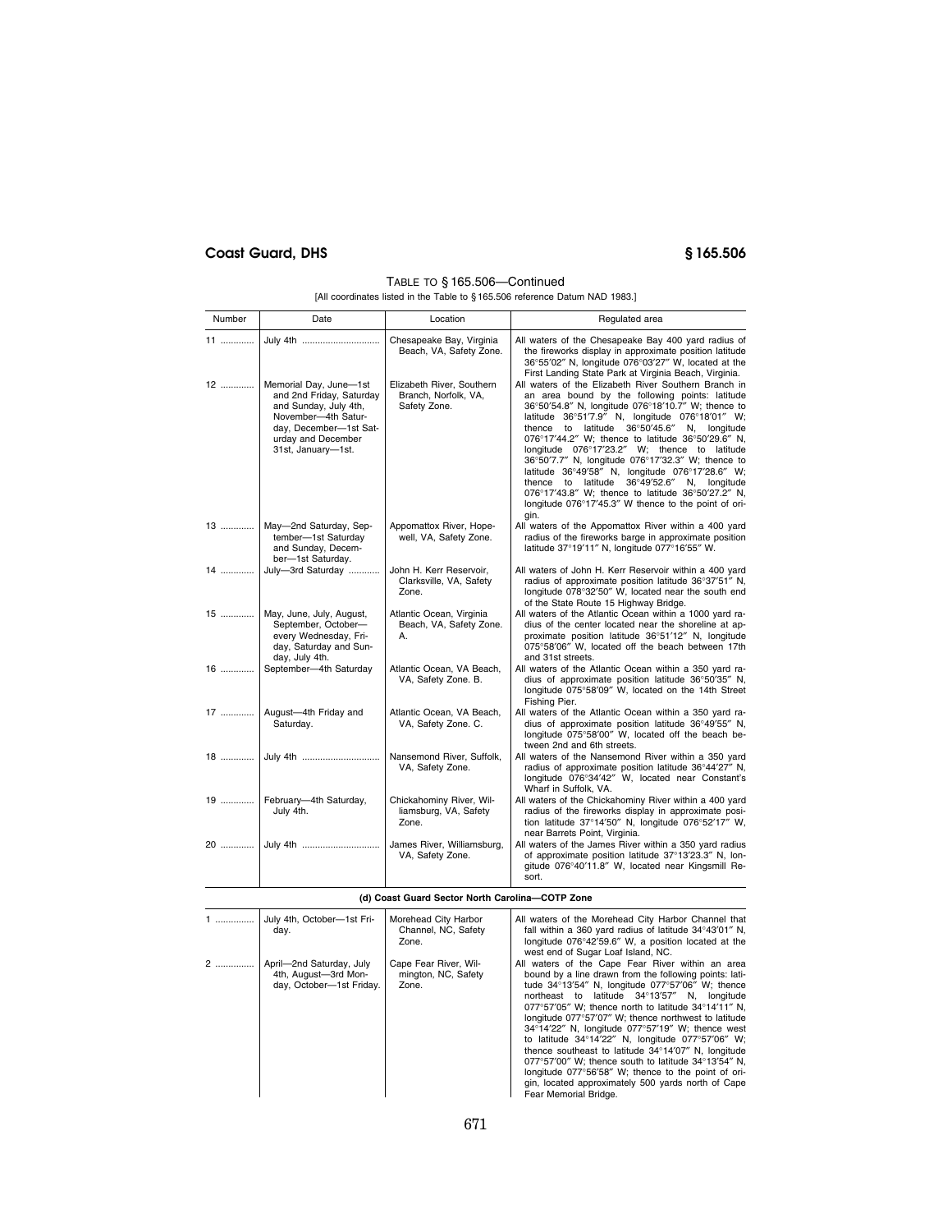TABLE TO § 165.506—Continued

[All coordinates listed in the Table to § 165.506 reference Datum NAD 1983.]

| Number | Date | Location | Regulated area |
|---|---|---|---|
| 11 ............. | July 4th ............................. | Chesapeake Bay, Virginia Beach, VA, Safety Zone. | All waters of the Chesapeake Bay 400 yard radius of the fireworks display in approximate position latitude 36°55′02″ N, longitude 076°03′27″ W, located at the First Landing State Park at Virginia Beach, Virginia. |
| 12 ............. | Memorial Day, June—1st and 2nd Friday, Saturday and Sunday, July 4th, November—4th Saturday, December—1st Saturday and December 31st, January—1st. | Elizabeth River, Southern Branch, Norfolk, VA, Safety Zone. | All waters of the Elizabeth River Southern Branch in an area bound by the following points: latitude 36°50′54.8″ N, longitude 076°18′10.7″ W; thence to latitude 36°51′7.9″ N, longitude 076°18′01″ W; thence to latitude 36°50′45.6″ N, longitude 076°17′44.2″ W; thence to latitude 36°50′29.6″ N, longitude 076°17′23.2″ W; thence to latitude 36°50′7.7″ N, longitude 076°17′32.3″ W; thence to latitude 36°49′58″ N, longitude 076°17′28.6″ W; thence to latitude 36°49′52.6″ N, longitude 076°17′43.8″ W; thence to latitude 36°50′27.2″ N, longitude 076°17′45.3″ W thence to the point of origin. |
| 13 ............. | May—2nd Saturday, September—1st Saturday and Sunday, December—1st Saturday. | Appomattox River, Hopewell, VA, Safety Zone. | All waters of the Appomattox River within a 400 yard radius of the fireworks barge in approximate position latitude 37°19′11″ N, longitude 077°16′55″ W. |
| 14 ............. | July—3rd Saturday ........... | John H. Kerr Reservoir, Clarksville, VA, Safety Zone. | All waters of John H. Kerr Reservoir within a 400 yard radius of approximate position latitude 36°37′51″ N, longitude 078°32′50″ W, located near the south end of the State Route 15 Highway Bridge. |
| 15 ............. | May, June, July, August, September, October—every Wednesday, Friday, Saturday and Sunday, July 4th. | Atlantic Ocean, Virginia Beach, VA, Safety Zone. A. | All waters of the Atlantic Ocean within a 1000 yard radius of the center located near the shoreline at approximate position latitude 36°51′12″ N, longitude 075°58′06″ W, located off the beach between 17th and 31st streets. |
| 16 ............. | September—4th Saturday | Atlantic Ocean, VA Beach, VA, Safety Zone. B. | All waters of the Atlantic Ocean within a 350 yard radius of approximate position latitude 36°50′35″ N, longitude 075°58′09″ W, located on the 14th Street Fishing Pier. |
| 17 ............. | August—4th Friday and Saturday. | Atlantic Ocean, VA Beach, VA, Safety Zone. C. | All waters of the Atlantic Ocean within a 350 yard radius of approximate position latitude 36°49′55″ N, longitude 075°58′00″ W, located off the beach between 2nd and 6th streets. |
| 18 ............. | July 4th ............................. | Nansemond River, Suffolk, VA, Safety Zone. | All waters of the Nansemond River within a 350 yard radius of approximate position latitude 36°44′27″ N, longitude 076°34′42″ W, located near Constant's Wharf in Suffolk, VA. |
| 19 ............. | February—4th Saturday, July 4th. | Chickahominy River, Williamsburg, VA, Safety Zone. | All waters of the Chickahominy River within a 400 yard radius of the fireworks display in approximate position latitude 37°14′50″ N, longitude 076°52′17″ W, near Barrets Point, Virginia. |
| 20 ............. | July 4th ............................. | James River, Williamsburg, VA, Safety Zone. | All waters of the James River within a 350 yard radius of approximate position latitude 37°13′23.3″ N, longitude 076°40′11.8″ W, located near Kingsmill Resort. |
| **(d) Coast Guard Sector North Carolina—COTP Zone** | | | |
| 1 ............. | July 4th, October—1st Friday. | Morehead City Harbor Channel, NC, Safety Zone. | All waters of the Morehead City Harbor Channel that fall within a 360 yard radius of latitude 34°43′01″ N, longitude 076°42′59.6″ W, a position located at the west end of Sugar Loaf Island, NC. |
| 2 ............. | April—2nd Saturday, July 4th, August—3rd Monday, October—1st Friday. | Cape Fear River, Wilmington, NC, Safety Zone. | All waters of the Cape Fear River within an area bound by a line drawn from the following points: latitude 34°13′54″ N, longitude 077°57′06″ W; thence northeast to latitude 34°13′57″ N, longitude 077°57′05″ W; thence north to latitude 34°14′11″ N, longitude 077°57′07″ W; thence northwest to latitude 34°14′22″ N, longitude 077°57′19″ W; thence west to latitude 34°14′22″ N, longitude 077°57′06″ W; thence southeast to latitude 34°14′07″ N, longitude 077°57′00″ W; thence south to latitude 34°13′54″ N, longitude 077°56′58″ W; thence to the point of origin, located approximately 500 yards north of Cape Fear Memorial Bridge. |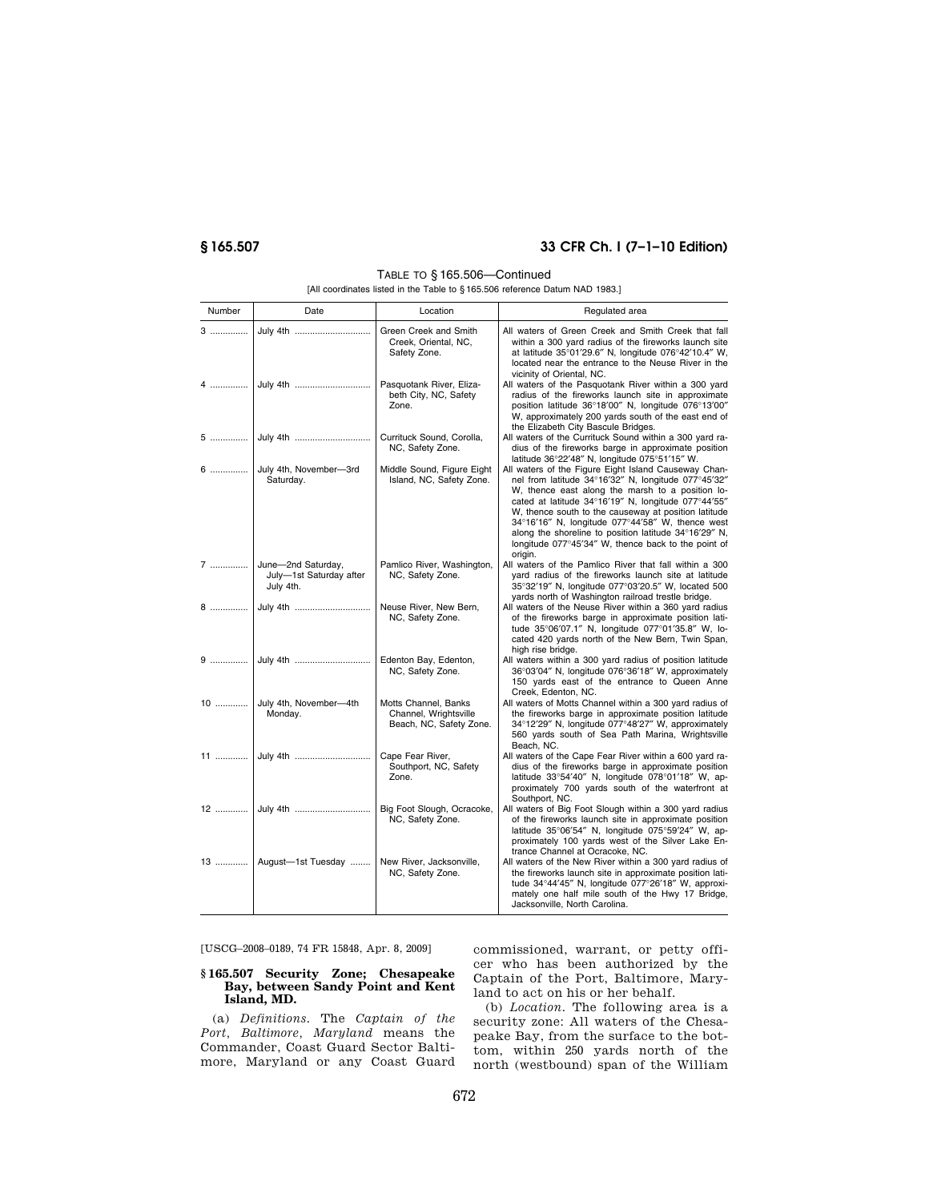TABLE TO § 165.506—Continued

[All coordinates listed in the Table to § 165.506 reference Datum NAD 1983.]

| Number | Date | Location | Regulated area |
|---|---|---|---|
| 3 ............... | July 4th ............................. | Green Creek and Smith Creek, Oriental, NC, Safety Zone. | All waters of Green Creek and Smith Creek that fall within a 300 yard radius of the fireworks launch site at latitude 35°01′29.6″ N, longitude 076°42′10.4″ W, located near the entrance to the Neuse River in the vicinity of Oriental, NC. |
| 4 ............... | July 4th ............................. | Pasquotank River, Elizabeth City, NC, Safety Zone. | All waters of the Pasquotank River within a 300 yard radius of the fireworks launch site in approximate position latitude 36°18′00″ N, longitude 076°13′00″ W, approximately 200 yards south of the east end of the Elizabeth City Bascule Bridges. |
| 5 ............... | July 4th ............................. | Currituck Sound, Corolla, NC, Safety Zone. | All waters of the Currituck Sound within a 300 yard radius of the fireworks barge in approximate position latitude 36°22′48″ N, longitude 075°51′15″ W. |
| 6 ............... | July 4th, November—3rd Saturday. | Middle Sound, Figure Eight Island, NC, Safety Zone. | All waters of the Figure Eight Island Causeway Channel from latitude 34°16′32″ N, longitude 077°45′32″ W, thence east along the marsh to a position located at latitude 34°16′19″ N, longitude 077°44′55″ W, thence south to the causeway at position latitude 34°16′16″ N, longitude 077°44′58″ W, thence west along the shoreline to position latitude 34°16′29″ N, longitude 077°45′34″ W, thence back to the point of origin. |
| 7 ............... | June—2nd Saturday, July—1st Saturday after July 4th. | Pamlico River, Washington, NC, Safety Zone. | All waters of the Pamlico River that fall within a 300 yard radius of the fireworks launch site at latitude 35°32′19″ N, longitude 077°03′20.5″ W, located 500 yards north of Washington railroad trestle bridge. |
| 8 ............... | July 4th ............................. | Neuse River, New Bern, NC, Safety Zone. | All waters of the Neuse River within a 360 yard radius of the fireworks barge in approximate position latitude 35°06′07.1″ N, longitude 077°01′35.8″ W, located 420 yards north of the New Bern, Twin Span, high rise bridge. |
| 9 ............... | July 4th ............................. | Edenton Bay, Edenton, NC, Safety Zone. | All waters within a 300 yard radius of position latitude 36°03′04″ N, longitude 076°36′18″ W, approximately 150 yards east of the entrance to Queen Anne Creek, Edenton, NC. |
| 10 ............. | July 4th, November—4th Monday. | Motts Channel, Banks Channel, Wrightsville Beach, NC, Safety Zone. | All waters of Motts Channel within a 300 yard radius of the fireworks barge in approximate position latitude 34°12′29″ N, longitude 077°48′27″ W, approximately 560 yards south of Sea Path Marina, Wrightsville Beach, NC. |
| 11 ............. | July 4th ............................. | Cape Fear River, Southport, NC, Safety Zone. | All waters of the Cape Fear River within a 600 yard radius of the fireworks barge in approximate position latitude 33°54′40″ N, longitude 078°01′18″ W, approximately 700 yards south of the waterfront at Southport, NC. |
| 12 ............. | July 4th ............................. | Big Foot Slough, Ocracoke, NC, Safety Zone. | All waters of Big Foot Slough within a 300 yard radius of the fireworks launch site in approximate position latitude 35°06′54″ N, longitude 075°59′24″ W, approximately 100 yards west of the Silver Lake Entrance Channel at Ocracoke, NC. |
| 13 ............. | August—1st Tuesday ........ | New River, Jacksonville, NC, Safety Zone. | All waters of the New River within a 300 yard radius of the fireworks launch site in approximate position latitude 34°44′45″ N, longitude 077°26′18″ W, approximately one half mile south of the Hwy 17 Bridge, Jacksonville, North Carolina. |

[USCG–2008–0189, 74 FR 15848, Apr. 8, 2009]

### § 165.507 Security Zone; Chesapeake Bay, between Sandy Point and Kent Island, MD.

(a) *Definitions.* The *Captain of the Port, Baltimore, Maryland* means the Commander, Coast Guard Sector Baltimore, Maryland or any Coast Guard commissioned, warrant, or petty officer who has been authorized by the Captain of the Port, Baltimore, Maryland to act on his or her behalf.

(b) *Location.* The following area is a security zone: All waters of the Chesapeake Bay, from the surface to the bottom, within 250 yards north of the north (westbound) span of the William